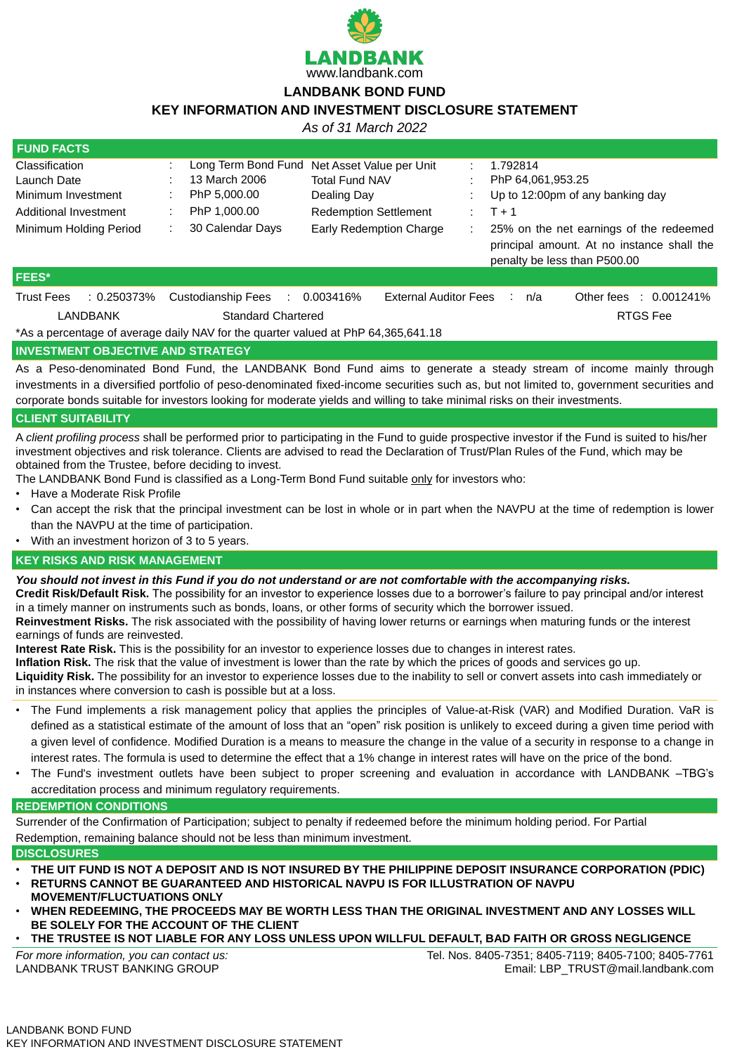LANDBANK

www.landbank.com

# LANDBANK BOND FUND

## KEY INFORMATION AND INVESTMENT DISCLOSURE STATEMENT

*As of 31 March 2022*

## FUND FACTS

| | | | | | |
|---|---|---|---|---|---|
| Classification | : | Long Term Bond Fund | Net Asset Value per Unit | : | 1.792814 |
| Launch Date | : | 13 March 2006 | Total Fund NAV | : | PhP 64,061,953.25 |
| Minimum Investment | : | PhP 5,000.00 | Dealing Day | : | Up to 12:00pm of any banking day |
| Additional Investment | : | PhP 1,000.00 | Redemption Settlement | : | T + 1 |
| Minimum Holding Period | : | 30 Calendar Days | Early Redemption Charge | : | 25% on the net earnings of the redeemed principal amount. At no instance shall the penalty be less than P500.00 |

## FEES*

| | | | |
|---|---|---|---|
| Trust Fees : 0.250373% | Custodianship Fees : 0.003416% | External Auditor Fees : n/a | Other fees : 0.001241% |
| LANDBANK | Standard Chartered | | RTGS Fee |

*As a percentage of average daily NAV for the quarter valued at PhP 64,365,641.18

## INVESTMENT OBJECTIVE AND STRATEGY

As a Peso-denominated Bond Fund, the LANDBANK Bond Fund aims to generate a steady stream of income mainly through investments in a diversified portfolio of peso-denominated fixed-income securities such as, but not limited to, government securities and corporate bonds suitable for investors looking for moderate yields and willing to take minimal risks on their investments.

## CLIENT SUITABILITY

A *client profiling process* shall be performed prior to participating in the Fund to guide prospective investor if the Fund is suited to his/her investment objectives and risk tolerance. Clients are advised to read the Declaration of Trust/Plan Rules of the Fund, which may be obtained from the Trustee, before deciding to invest.

The LANDBANK Bond Fund is classified as a Long-Term Bond Fund suitable only for investors who:

- Have a Moderate Risk Profile
- Can accept the risk that the principal investment can be lost in whole or in part when the NAVPU at the time of redemption is lower than the NAVPU at the time of participation.
- With an investment horizon of 3 to 5 years.

## KEY RISKS AND RISK MANAGEMENT

***You should not invest in this Fund if you do not understand or are not comfortable with the accompanying risks.***

**Credit Risk/Default Risk.** The possibility for an investor to experience losses due to a borrower's failure to pay principal and/or interest in a timely manner on instruments such as bonds, loans, or other forms of security which the borrower issued.

**Reinvestment Risks.** The risk associated with the possibility of having lower returns or earnings when maturing funds or the interest earnings of funds are reinvested.

**Interest Rate Risk.** This is the possibility for an investor to experience losses due to changes in interest rates.

**Inflation Risk.** The risk that the value of investment is lower than the rate by which the prices of goods and services go up.

**Liquidity Risk.** The possibility for an investor to experience losses due to the inability to sell or convert assets into cash immediately or in instances where conversion to cash is possible but at a loss.

- The Fund implements a risk management policy that applies the principles of Value-at-Risk (VAR) and Modified Duration. VaR is defined as a statistical estimate of the amount of loss that an "open" risk position is unlikely to exceed during a given time period with a given level of confidence. Modified Duration is a means to measure the change in the value of a security in response to a change in interest rates. The formula is used to determine the effect that a 1% change in interest rates will have on the price of the bond.
- The Fund's investment outlets have been subject to proper screening and evaluation in accordance with LANDBANK –TBG's accreditation process and minimum regulatory requirements.

## REDEMPTION CONDITIONS

Surrender of the Confirmation of Participation; subject to penalty if redeemed before the minimum holding period. For Partial Redemption, remaining balance should not be less than minimum investment.

## DISCLOSURES

- **THE UIT FUND IS NOT A DEPOSIT AND IS NOT INSURED BY THE PHILIPPINE DEPOSIT INSURANCE CORPORATION (PDIC)**
- **RETURNS CANNOT BE GUARANTEED AND HISTORICAL NAVPU IS FOR ILLUSTRATION OF NAVPU MOVEMENT/FLUCTUATIONS ONLY**
- **WHEN REDEEMING, THE PROCEEDS MAY BE WORTH LESS THAN THE ORIGINAL INVESTMENT AND ANY LOSSES WILL BE SOLELY FOR THE ACCOUNT OF THE CLIENT**
- **THE TRUSTEE IS NOT LIABLE FOR ANY LOSS UNLESS UPON WILLFUL DEFAULT, BAD FAITH OR GROSS NEGLIGENCE**

*For more information, you can contact us:*
LANDBANK TRUST BANKING GROUP

Tel. Nos. 8405-7351; 8405-7119; 8405-7100; 8405-7761
Email: LBP_TRUST@mail.landbank.com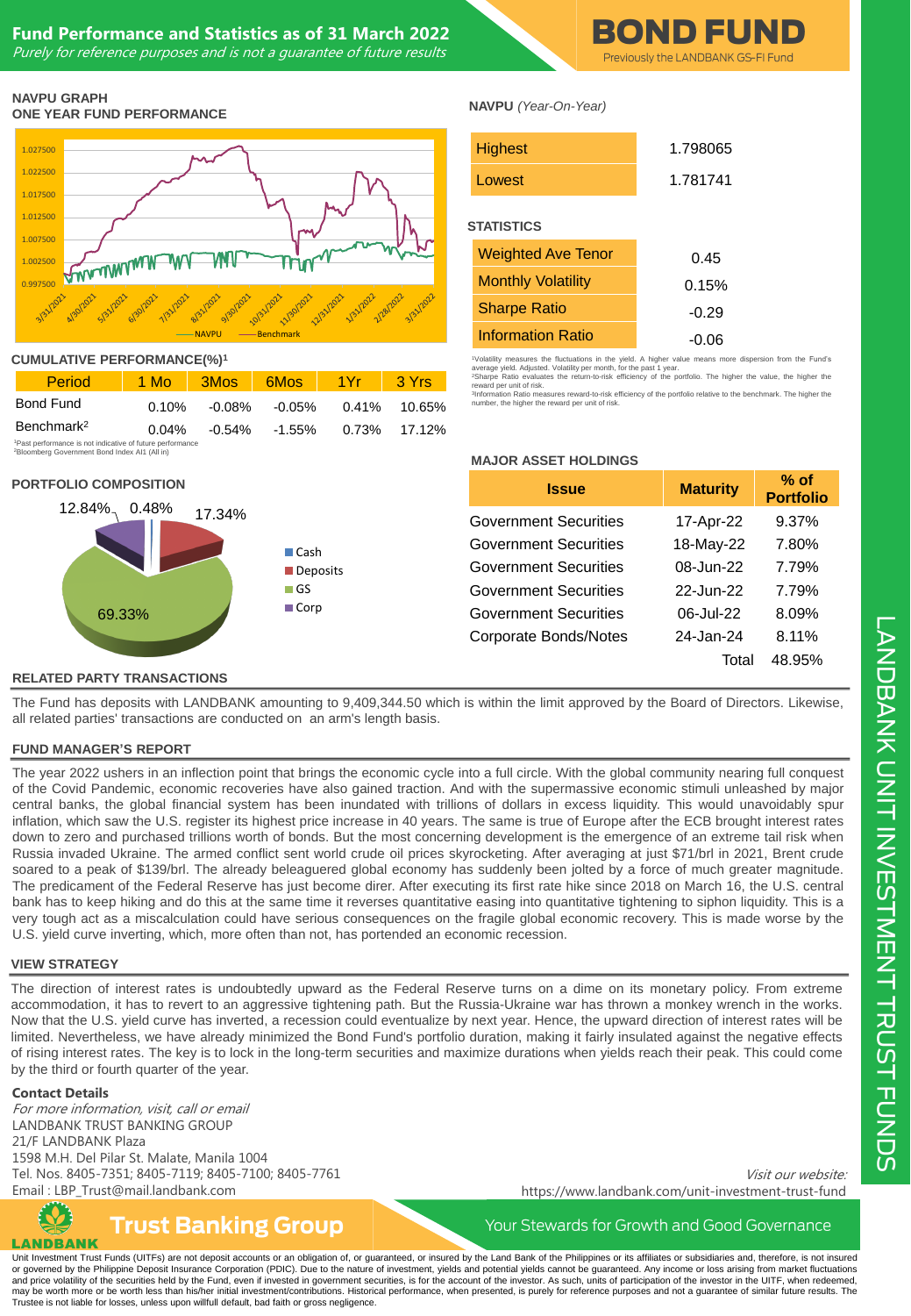# Fund Performance and Statistics as of 31 March 2022

*Purely for reference purposes and is not a guarantee of future results*

# BOND FUND

Previously the LANDBANK GS-FI Fund

### NAVPU GRAPH
### ONE YEAR FUND PERFORMANCE

1.027500
1.022500
1.017500
1.012500
1.007500
1.002500
0.997500

3/31/2021, 4/30/2021, 5/31/2021, 6/30/2021, 7/31/2021, 8/31/2021, 9/30/2021, 10/31/2021, 11/30/2021, 12/31/2021, 1/31/2022, 2/28/2022, 3/31/2022

NAVPU — Benchmark

### NAVPU *(Year-On-Year)*

| | |
|---|---|
| Highest | 1.798065 |
| Lowest | 1.781741 |

### STATISTICS

| | |
|---|---|
| Weighted Ave Tenor | 0.45 |
| Monthly Volatility | 0.15% |
| Sharpe Ratio | -0.29 |
| Information Ratio | -0.06 |

[1]Volatility measures the fluctuations in the yield. A higher value means more dispersion from the Fund's average yield. Adjusted. Volatility per month, for the past 1 year.
[2]Sharpe Ratio evaluates the return-to-risk efficiency of the portfolio. The higher the value, the higher the reward per unit of risk.
[3]Information Ratio measures reward-to-risk efficiency of the portfolio relative to the benchmark. The higher the number, the higher the reward per unit of risk.

### CUMULATIVE PERFORMANCE(%)[1]

| Period | 1 Mo | 3Mos | 6Mos | 1Yr | 3 Yrs |
|---|---|---|---|---|---|
| Bond Fund | 0.10% | -0.08% | -0.05% | 0.41% | 10.65% |
| Benchmark[2] | 0.04% | -0.54% | -1.55% | 0.73% | 17.12% |

[1]Past performance is not indicative of future performance
[2]Bloomberg Government Bond Index AI1 (All in)

### PORTFOLIO COMPOSITION

12.84% 0.48% 17.34% 69.33%

Cash
Deposits
GS
Corp

### MAJOR ASSET HOLDINGS

| Issue | Maturity | % of Portfolio |
|---|---|---|
| Government Securities | 17-Apr-22 | 9.37% |
| Government Securities | 18-May-22 | 7.80% |
| Government Securities | 08-Jun-22 | 7.79% |
| Government Securities | 22-Jun-22 | 7.79% |
| Government Securities | 06-Jul-22 | 8.09% |
| Corporate Bonds/Notes | 24-Jan-24 | 8.11% |
| | Total | 48.95% |

### RELATED PARTY TRANSACTIONS

The Fund has deposits with LANDBANK amounting to 9,409,344.50 which is within the limit approved by the Board of Directors. Likewise, all related parties' transactions are conducted on an arm's length basis.

### FUND MANAGER'S REPORT

The year 2022 ushers in an inflection point that brings the economic cycle into a full circle. With the global community nearing full conquest of the Covid Pandemic, economic recoveries have also gained traction. And with the supermassive economic stimuli unleashed by major central banks, the global financial system has been inundated with trillions of dollars in excess liquidity. This would unavoidably spur inflation, which saw the U.S. register its highest price increase in 40 years. The same is true of Europe after the ECB brought interest rates down to zero and purchased trillions worth of bonds. But the most concerning development is the emergence of an extreme tail risk when Russia invaded Ukraine. The armed conflict sent world crude oil prices skyrocketing. After averaging at just $71/brl in 2021, Brent crude soared to a peak of $139/brl. The already beleaguered global economy has suddenly been jolted by a force of much greater magnitude. The predicament of the Federal Reserve has just become direr. After executing its first rate hike since 2018 on March 16, the U.S. central bank has to keep hiking and do this at the same time it reverses quantitative easing into quantitative tightening to siphon liquidity. This is a very tough act as a miscalculation could have serious consequences on the fragile global economic recovery. This is made worse by the U.S. yield curve inverting, which, more often than not, has portended an economic recession.

### VIEW STRATEGY

The direction of interest rates is undoubtedly upward as the Federal Reserve turns on a dime on its monetary policy. From extreme accommodation, it has to revert to an aggressive tightening path. But the Russia-Ukraine war has thrown a monkey wrench in the works. Now that the U.S. yield curve has inverted, a recession could eventualize by next year. Hence, the upward direction of interest rates will be limited. Nevertheless, we have already minimized the Bond Fund's portfolio duration, making it fairly insulated against the negative effects of rising interest rates. The key is to lock in the long-term securities and maximize durations when yields reach their peak. This could come by the third or fourth quarter of the year.

**Contact Details**
*For more information, visit, call or email*
LANDBANK TRUST BANKING GROUP
21/F LANDBANK Plaza
1598 M.H. Del Pilar St. Malate, Manila 1004
Tel. Nos. 8405-7351; 8405-7119; 8405-7100; 8405-7761
Email : LBP_Trust@mail.landbank.com

*Visit our website:*
https://www.landbank.com/unit-investment-trust-fund

LANDBANK **Trust Banking Group**

Your Stewards for Growth and Good Governance

LANDBANK UNIT INVESTMENT TRUST FUNDS

Unit Investment Trust Funds (UITFs) are not deposit accounts or an obligation of, or guaranteed, or insured by the Land Bank of the Philippines or its affiliates or subsidiaries and, therefore, is not insured or governed by the Philippine Deposit Insurance Corporation (PDIC). Due to the nature of investment, yields and potential yields cannot be guaranteed. Any income or loss arising from market fluctuations and price volatility of the securities held by the Fund, even if invested in government securities, is for the account of the investor. As such, units of participation of the investor in the UITF, when redeemed, may be worth more or be worth less than his/her initial investment/contributions. Historical performance, when presented, is purely for reference purposes and not a guarantee of similar future results. The Trustee is not liable for losses, unless upon willfull default, bad faith or gross negligence.